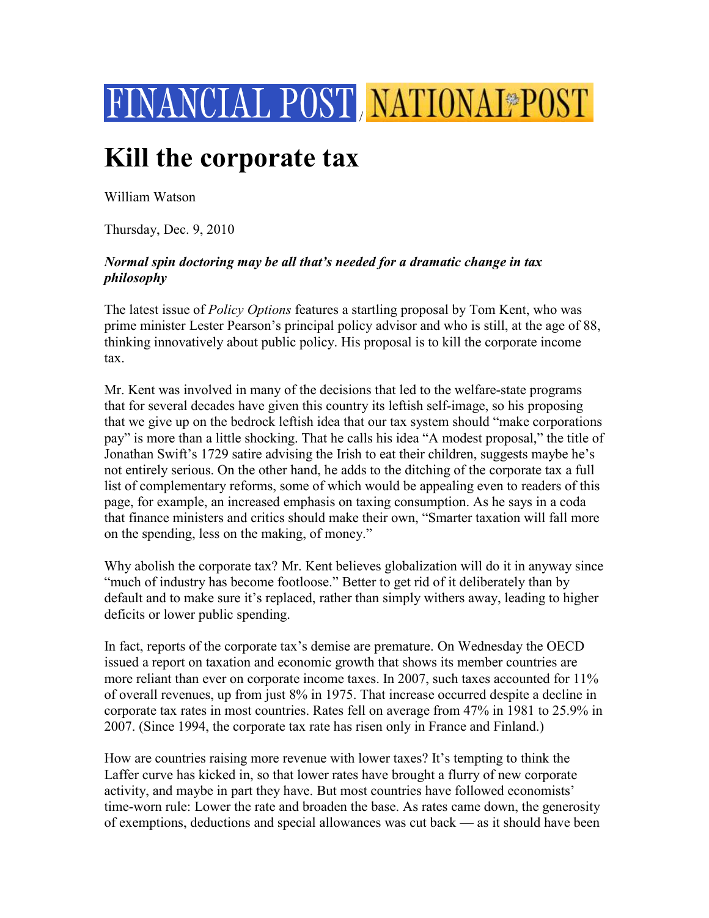FINANCIAL POST / NATIONAL POST

# Kill the corporate tax

William Watson

Thursday, Dec. 9, 2010

***Normal spin doctoring may be all that's needed for a dramatic change in tax philosophy***

The latest issue of *Policy Options* features a startling proposal by Tom Kent, who was prime minister Lester Pearson's principal policy advisor and who is still, at the age of 88, thinking innovatively about public policy. His proposal is to kill the corporate income tax.

Mr. Kent was involved in many of the decisions that led to the welfare-state programs that for several decades have given this country its leftish self-image, so his proposing that we give up on the bedrock leftish idea that our tax system should "make corporations pay" is more than a little shocking. That he calls his idea "A modest proposal," the title of Jonathan Swift's 1729 satire advising the Irish to eat their children, suggests maybe he's not entirely serious. On the other hand, he adds to the ditching of the corporate tax a full list of complementary reforms, some of which would be appealing even to readers of this page, for example, an increased emphasis on taxing consumption. As he says in a coda that finance ministers and critics should make their own, "Smarter taxation will fall more on the spending, less on the making, of money."

Why abolish the corporate tax? Mr. Kent believes globalization will do it in anyway since "much of industry has become footloose." Better to get rid of it deliberately than by default and to make sure it's replaced, rather than simply withers away, leading to higher deficits or lower public spending.

In fact, reports of the corporate tax's demise are premature. On Wednesday the OECD issued a report on taxation and economic growth that shows its member countries are more reliant than ever on corporate income taxes. In 2007, such taxes accounted for 11% of overall revenues, up from just 8% in 1975. That increase occurred despite a decline in corporate tax rates in most countries. Rates fell on average from 47% in 1981 to 25.9% in 2007. (Since 1994, the corporate tax rate has risen only in France and Finland.)

How are countries raising more revenue with lower taxes? It's tempting to think the Laffer curve has kicked in, so that lower rates have brought a flurry of new corporate activity, and maybe in part they have. But most countries have followed economists' time-worn rule: Lower the rate and broaden the base. As rates came down, the generosity of exemptions, deductions and special allowances was cut back — as it should have been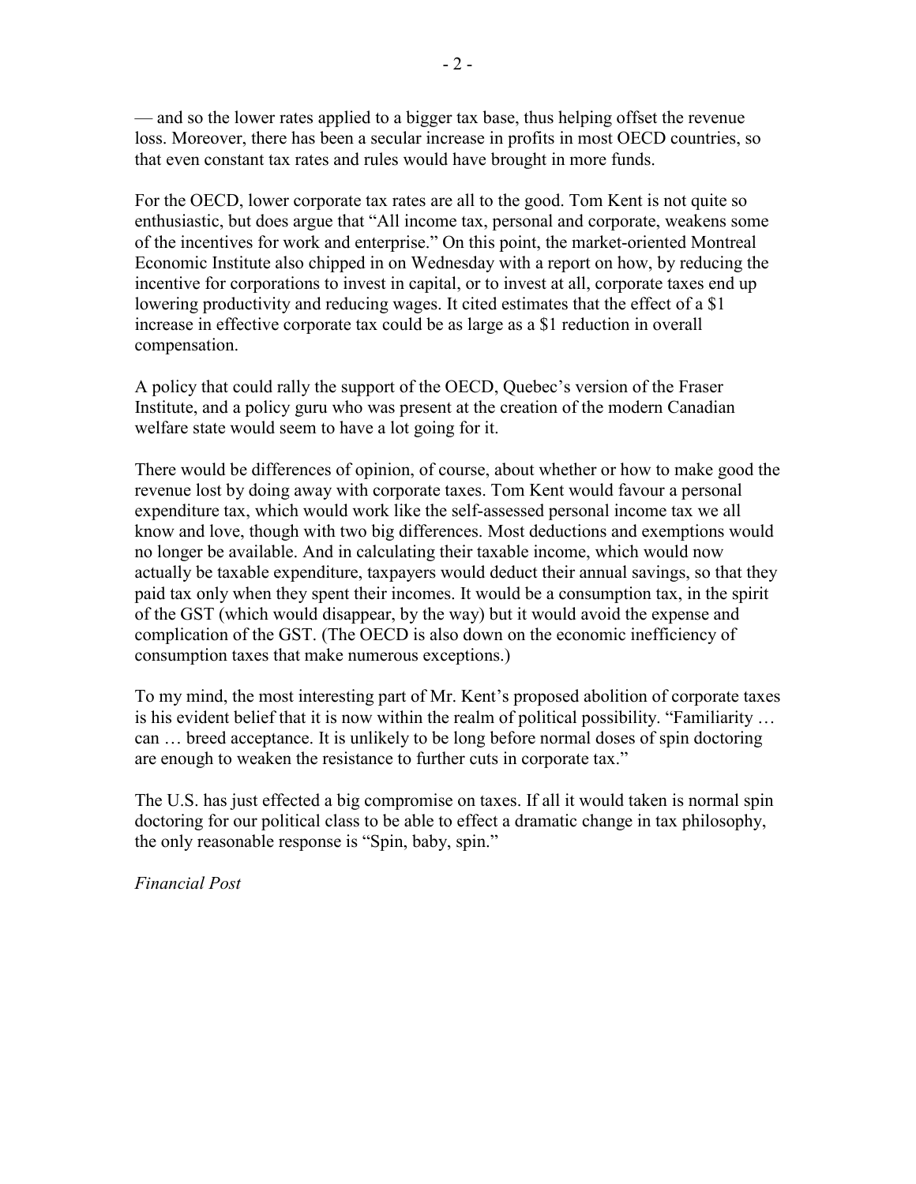— and so the lower rates applied to a bigger tax base, thus helping offset the revenue loss. Moreover, there has been a secular increase in profits in most OECD countries, so that even constant tax rates and rules would have brought in more funds.

For the OECD, lower corporate tax rates are all to the good. Tom Kent is not quite so enthusiastic, but does argue that "All income tax, personal and corporate, weakens some of the incentives for work and enterprise." On this point, the market-oriented Montreal Economic Institute also chipped in on Wednesday with a report on how, by reducing the incentive for corporations to invest in capital, or to invest at all, corporate taxes end up lowering productivity and reducing wages. It cited estimates that the effect of a $1 increase in effective corporate tax could be as large as a $1 reduction in overall compensation.

A policy that could rally the support of the OECD, Quebec's version of the Fraser Institute, and a policy guru who was present at the creation of the modern Canadian welfare state would seem to have a lot going for it.

There would be differences of opinion, of course, about whether or how to make good the revenue lost by doing away with corporate taxes. Tom Kent would favour a personal expenditure tax, which would work like the self-assessed personal income tax we all know and love, though with two big differences. Most deductions and exemptions would no longer be available. And in calculating their taxable income, which would now actually be taxable expenditure, taxpayers would deduct their annual savings, so that they paid tax only when they spent their incomes. It would be a consumption tax, in the spirit of the GST (which would disappear, by the way) but it would avoid the expense and complication of the GST. (The OECD is also down on the economic inefficiency of consumption taxes that make numerous exceptions.)

To my mind, the most interesting part of Mr. Kent's proposed abolition of corporate taxes is his evident belief that it is now within the realm of political possibility. "Familiarity … can … breed acceptance. It is unlikely to be long before normal doses of spin doctoring are enough to weaken the resistance to further cuts in corporate tax."

The U.S. has just effected a big compromise on taxes. If all it would taken is normal spin doctoring for our political class to be able to effect a dramatic change in tax philosophy, the only reasonable response is "Spin, baby, spin."

*Financial Post*